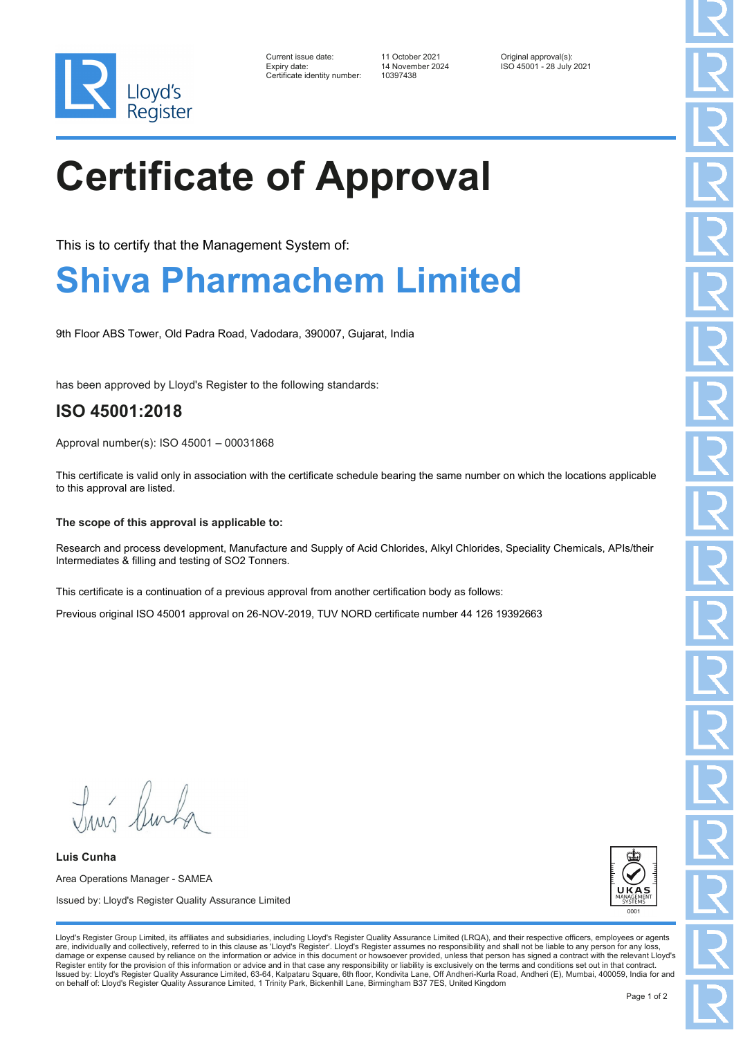Lloyd's Register

| | | |
|---|---|---|
| Current issue date: | 11 October 2021 | Original approval(s): |
| Expiry date: | 14 November 2024 | ISO 45001 - 28 July 2021 |
| Certificate identity number: | 10397438 | |

# Certificate of Approval

This is to certify that the Management System of:

## Shiva Pharmachem Limited

9th Floor ABS Tower, Old Padra Road, Vadodara, 390007, Gujarat, India

has been approved by Lloyd's Register to the following standards:

## ISO 45001:2018

Approval number(s): ISO 45001 – 00031868

This certificate is valid only in association with the certificate schedule bearing the same number on which the locations applicable to this approval are listed.

**The scope of this approval is applicable to:**

Research and process development, Manufacture and Supply of Acid Chlorides, Alkyl Chlorides, Speciality Chemicals, APIs/their Intermediates & filling and testing of SO2 Tonners.

This certificate is a continuation of a previous approval from another certification body as follows:

Previous original ISO 45001 approval on 26-NOV-2019, TUV NORD certificate number 44 126 19392663

**Luis Cunha**

Area Operations Manager - SAMEA

Issued by: Lloyd's Register Quality Assurance Limited

UKAS MANAGEMENT SYSTEMS 0001

Lloyd's Register Group Limited, its affiliates and subsidiaries, including Lloyd's Register Quality Assurance Limited (LRQA), and their respective officers, employees or agents are, individually and collectively, referred to in this clause as 'Lloyd's Register'. Lloyd's Register assumes no responsibility and shall not be liable to any person for any loss, damage or expense caused by reliance on the information or advice in this document or howsoever provided, unless that person has signed a contract with the relevant Lloyd's Register entity for the provision of this information or advice and in that case any responsibility or liability is exclusively on the terms and conditions set out in that contract.
Issued by: Lloyd's Register Quality Assurance Limited, 63-64, Kalpataru Square, 6th floor, Kondivita Lane, Off Andheri-Kurla Road, Andheri (E), Mumbai, 400059, India for and on behalf of: Lloyd's Register Quality Assurance Limited, 1 Trinity Park, Bickenhill Lane, Birmingham B37 7ES, United Kingdom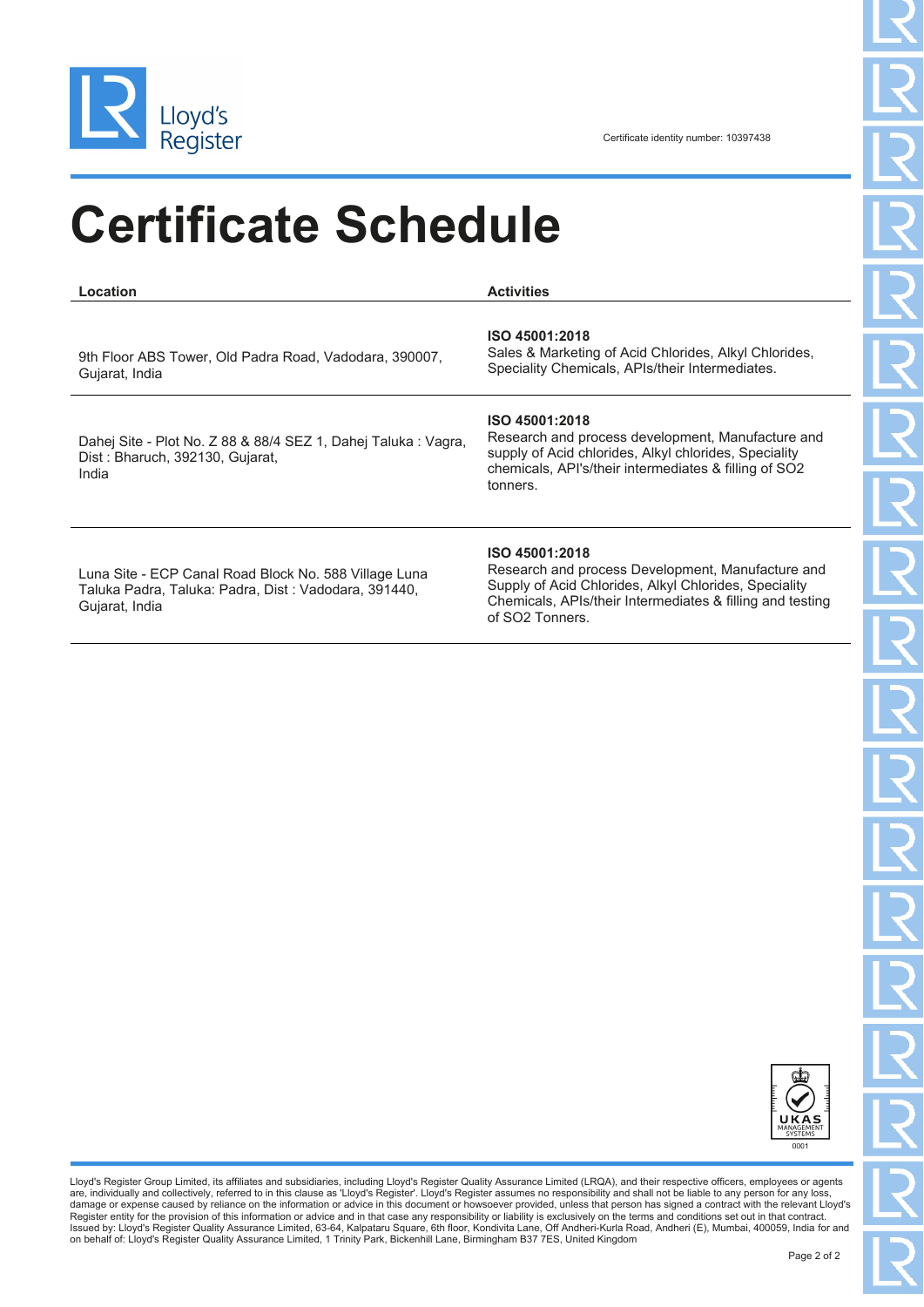Lloyd's Register

Certificate identity number: 10397438

# Certificate Schedule

| Location | Activities |
| --- | --- |
| 9th Floor ABS Tower, Old Padra Road, Vadodara, 390007, Gujarat, India | **ISO 45001:2018**<br>Sales & Marketing of Acid Chlorides, Alkyl Chlorides, Speciality Chemicals, APIs/their Intermediates. |
| Dahej Site - Plot No. Z 88 & 88/4 SEZ 1, Dahej Taluka : Vagra, Dist : Bharuch, 392130, Gujarat, India | **ISO 45001:2018**<br>Research and process development, Manufacture and supply of Acid chlorides, Alkyl chlorides, Speciality chemicals, API's/their intermediates & filling of SO2 tonners. |
| Luna Site - ECP Canal Road Block No. 588 Village Luna Taluka Padra, Taluka: Padra, Dist : Vadodara, 391440, Gujarat, India | **ISO 45001:2018**<br>Research and process Development, Manufacture and Supply of Acid Chlorides, Alkyl Chlorides, Speciality Chemicals, APIs/their Intermediates & filling and testing of SO2 Tonners. |

UKAS MANAGEMENT SYSTEMS 0001

Lloyd's Register Group Limited, its affiliates and subsidiaries, including Lloyd's Register Quality Assurance Limited (LRQA), and their respective officers, employees or agents are, individually and collectively, referred to in this clause as 'Lloyd's Register'. Lloyd's Register assumes no responsibility and shall not be liable to any person for any loss, damage or expense caused by reliance on the information or advice in this document or howsoever provided, unless that person has signed a contract with the relevant Lloyd's Register entity for the provision of this information or advice and in that case any responsibility or liability is exclusively on the terms and conditions set out in that contract.
Issued by: Lloyd's Register Quality Assurance Limited, 63-64, Kalpataru Square, 6th floor, Kondivita Lane, Off Andheri-Kurla Road, Andheri (E), Mumbai, 400059, India for and on behalf of: Lloyd's Register Quality Assurance Limited, 1 Trinity Park, Bickenhill Lane, Birmingham B37 7ES, United Kingdom